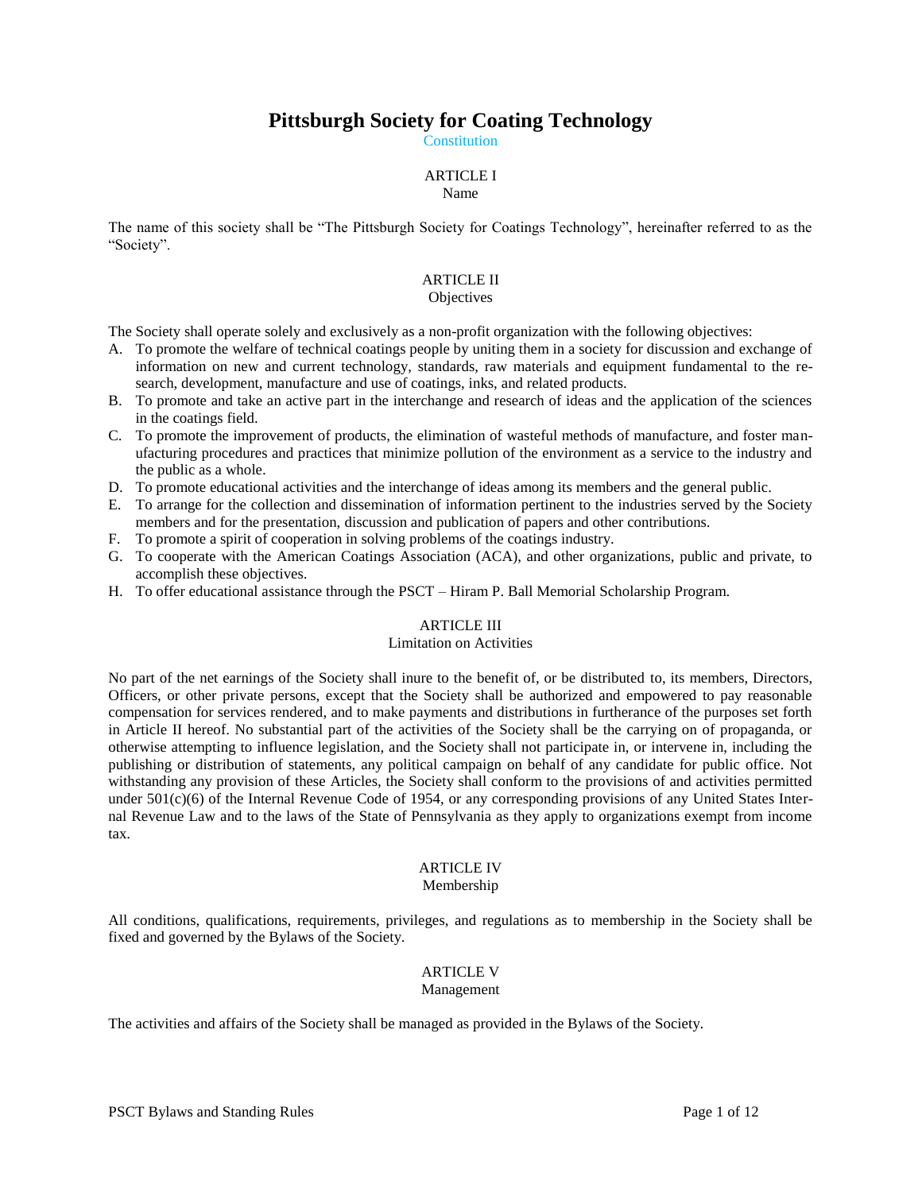# Pittsburgh Society for Coating Technology

Constitution

## ARTICLE I
Name

The name of this society shall be "The Pittsburgh Society for Coatings Technology", hereinafter referred to as the "Society".

## ARTICLE II
Objectives

The Society shall operate solely and exclusively as a non-profit organization with the following objectives:

A. To promote the welfare of technical coatings people by uniting them in a society for discussion and exchange of information on new and current technology, standards, raw materials and equipment fundamental to the research, development, manufacture and use of coatings, inks, and related products.
B. To promote and take an active part in the interchange and research of ideas and the application of the sciences in the coatings field.
C. To promote the improvement of products, the elimination of wasteful methods of manufacture, and foster manufacturing procedures and practices that minimize pollution of the environment as a service to the industry and the public as a whole.
D. To promote educational activities and the interchange of ideas among its members and the general public.
E. To arrange for the collection and dissemination of information pertinent to the industries served by the Society members and for the presentation, discussion and publication of papers and other contributions.
F. To promote a spirit of cooperation in solving problems of the coatings industry.
G. To cooperate with the American Coatings Association (ACA), and other organizations, public and private, to accomplish these objectives.
H. To offer educational assistance through the PSCT – Hiram P. Ball Memorial Scholarship Program.

## ARTICLE III
Limitation on Activities

No part of the net earnings of the Society shall inure to the benefit of, or be distributed to, its members, Directors, Officers, or other private persons, except that the Society shall be authorized and empowered to pay reasonable compensation for services rendered, and to make payments and distributions in furtherance of the purposes set forth in Article II hereof. No substantial part of the activities of the Society shall be the carrying on of propaganda, or otherwise attempting to influence legislation, and the Society shall not participate in, or intervene in, including the publishing or distribution of statements, any political campaign on behalf of any candidate for public office. Not withstanding any provision of these Articles, the Society shall conform to the provisions of and activities permitted under 501(c)(6) of the Internal Revenue Code of 1954, or any corresponding provisions of any United States Internal Revenue Law and to the laws of the State of Pennsylvania as they apply to organizations exempt from income tax.

## ARTICLE IV
Membership

All conditions, qualifications, requirements, privileges, and regulations as to membership in the Society shall be fixed and governed by the Bylaws of the Society.

## ARTICLE V
Management

The activities and affairs of the Society shall be managed as provided in the Bylaws of the Society.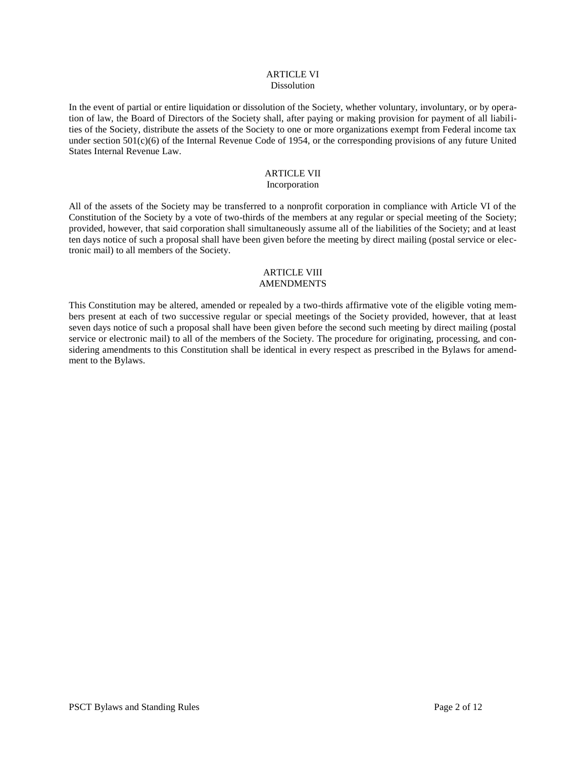## ARTICLE VI
### Dissolution

In the event of partial or entire liquidation or dissolution of the Society, whether voluntary, involuntary, or by operation of law, the Board of Directors of the Society shall, after paying or making provision for payment of all liabilities of the Society, distribute the assets of the Society to one or more organizations exempt from Federal income tax under section 501(c)(6) of the Internal Revenue Code of 1954, or the corresponding provisions of any future United States Internal Revenue Law.

## ARTICLE VII
### Incorporation

All of the assets of the Society may be transferred to a nonprofit corporation in compliance with Article VI of the Constitution of the Society by a vote of two-thirds of the members at any regular or special meeting of the Society; provided, however, that said corporation shall simultaneously assume all of the liabilities of the Society; and at least ten days notice of such a proposal shall have been given before the meeting by direct mailing (postal service or electronic mail) to all members of the Society.

## ARTICLE VIII
### AMENDMENTS

This Constitution may be altered, amended or repealed by a two-thirds affirmative vote of the eligible voting members present at each of two successive regular or special meetings of the Society provided, however, that at least seven days notice of such a proposal shall have been given before the second such meeting by direct mailing (postal service or electronic mail) to all of the members of the Society. The procedure for originating, processing, and considering amendments to this Constitution shall be identical in every respect as prescribed in the Bylaws for amendment to the Bylaws.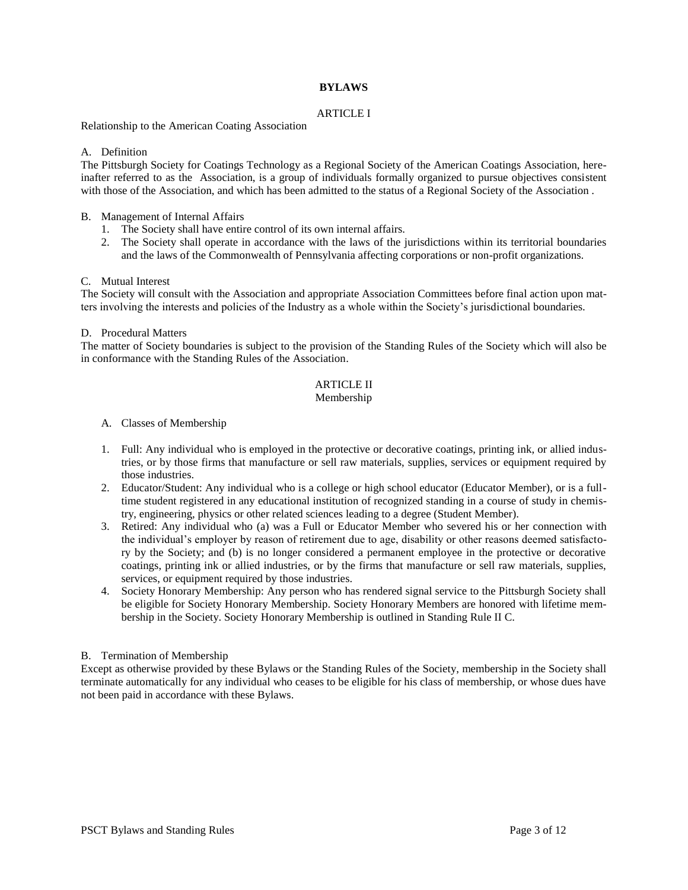# BYLAWS

## ARTICLE I

Relationship to the American Coating Association

A. Definition

The Pittsburgh Society for Coatings Technology as a Regional Society of the American Coatings Association, hereinafter referred to as the Association, is a group of individuals formally organized to pursue objectives consistent with those of the Association, and which has been admitted to the status of a Regional Society of the Association .

B. Management of Internal Affairs

1. The Society shall have entire control of its own internal affairs.
2. The Society shall operate in accordance with the laws of the jurisdictions within its territorial boundaries and the laws of the Commonwealth of Pennsylvania affecting corporations or non-profit organizations.

C. Mutual Interest

The Society will consult with the Association and appropriate Association Committees before final action upon matters involving the interests and policies of the Industry as a whole within the Society's jurisdictional boundaries.

D. Procedural Matters

The matter of Society boundaries is subject to the provision of the Standing Rules of the Society which will also be in conformance with the Standing Rules of the Association.

## ARTICLE II

Membership

A. Classes of Membership

1. Full: Any individual who is employed in the protective or decorative coatings, printing ink, or allied industries, or by those firms that manufacture or sell raw materials, supplies, services or equipment required by those industries.
2. Educator/Student: Any individual who is a college or high school educator (Educator Member), or is a full-time student registered in any educational institution of recognized standing in a course of study in chemistry, engineering, physics or other related sciences leading to a degree (Student Member).
3. Retired: Any individual who (a) was a Full or Educator Member who severed his or her connection with the individual's employer by reason of retirement due to age, disability or other reasons deemed satisfactory by the Society; and (b) is no longer considered a permanent employee in the protective or decorative coatings, printing ink or allied industries, or by the firms that manufacture or sell raw materials, supplies, services, or equipment required by those industries.
4. Society Honorary Membership: Any person who has rendered signal service to the Pittsburgh Society shall be eligible for Society Honorary Membership. Society Honorary Members are honored with lifetime membership in the Society. Society Honorary Membership is outlined in Standing Rule II C.

B. Termination of Membership

Except as otherwise provided by these Bylaws or the Standing Rules of the Society, membership in the Society shall terminate automatically for any individual who ceases to be eligible for his class of membership, or whose dues have not been paid in accordance with these Bylaws.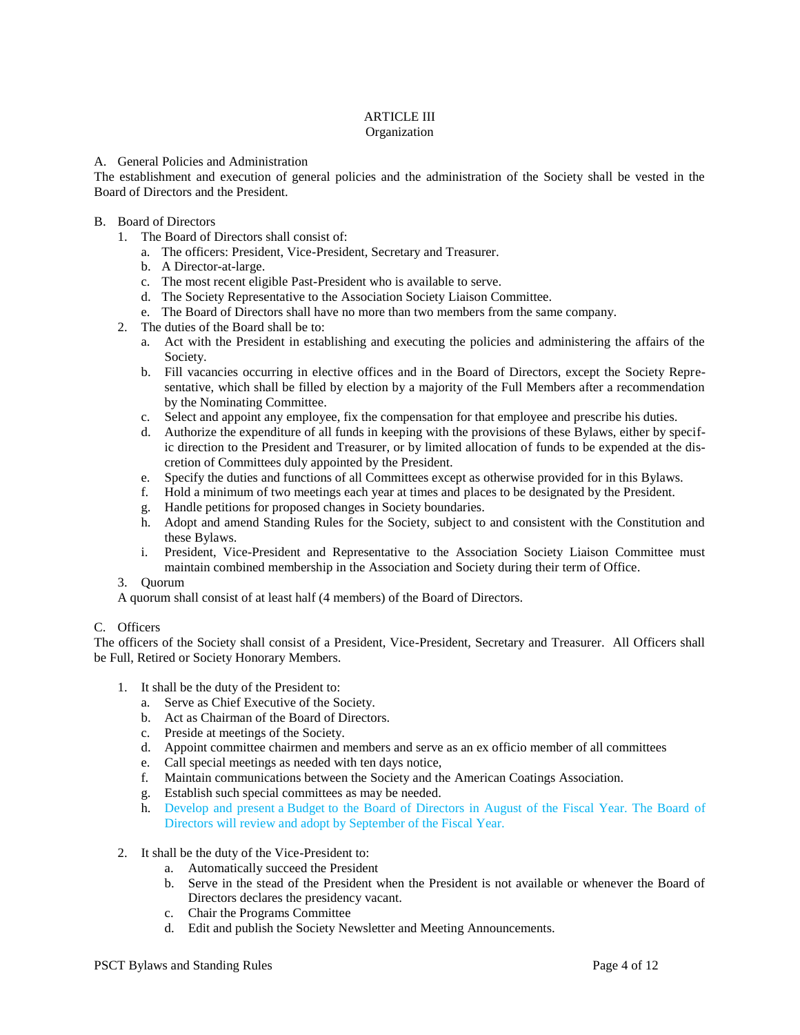# ARTICLE III
## Organization

A. General Policies and Administration

The establishment and execution of general policies and the administration of the Society shall be vested in the Board of Directors and the President.

B. Board of Directors

1. The Board of Directors shall consist of:
   a. The officers: President, Vice-President, Secretary and Treasurer.
   b. A Director-at-large.
   c. The most recent eligible Past-President who is available to serve.
   d. The Society Representative to the Association Society Liaison Committee.
   e. The Board of Directors shall have no more than two members from the same company.
2. The duties of the Board shall be to:
   a. Act with the President in establishing and executing the policies and administering the affairs of the Society.
   b. Fill vacancies occurring in elective offices and in the Board of Directors, except the Society Representative, which shall be filled by election by a majority of the Full Members after a recommendation by the Nominating Committee.
   c. Select and appoint any employee, fix the compensation for that employee and prescribe his duties.
   d. Authorize the expenditure of all funds in keeping with the provisions of these Bylaws, either by specific direction to the President and Treasurer, or by limited allocation of funds to be expended at the discretion of Committees duly appointed by the President.
   e. Specify the duties and functions of all Committees except as otherwise provided for in this Bylaws.
   f. Hold a minimum of two meetings each year at times and places to be designated by the President.
   g. Handle petitions for proposed changes in Society boundaries.
   h. Adopt and amend Standing Rules for the Society, subject to and consistent with the Constitution and these Bylaws.
   i. President, Vice-President and Representative to the Association Society Liaison Committee must maintain combined membership in the Association and Society during their term of Office.
3. Quorum

A quorum shall consist of at least half (4 members) of the Board of Directors.

C. Officers

The officers of the Society shall consist of a President, Vice-President, Secretary and Treasurer. All Officers shall be Full, Retired or Society Honorary Members.

1. It shall be the duty of the President to:
   a. Serve as Chief Executive of the Society.
   b. Act as Chairman of the Board of Directors.
   c. Preside at meetings of the Society.
   d. Appoint committee chairmen and members and serve as an ex officio member of all committees
   e. Call special meetings as needed with ten days notice,
   f. Maintain communications between the Society and the American Coatings Association.
   g. Establish such special committees as may be needed.
   h. Develop and present a Budget to the Board of Directors in August of the Fiscal Year. The Board of Directors will review and adopt by September of the Fiscal Year.

2. It shall be the duty of the Vice-President to:
   a. Automatically succeed the President
   b. Serve in the stead of the President when the President is not available or whenever the Board of Directors declares the presidency vacant.
   c. Chair the Programs Committee
   d. Edit and publish the Society Newsletter and Meeting Announcements.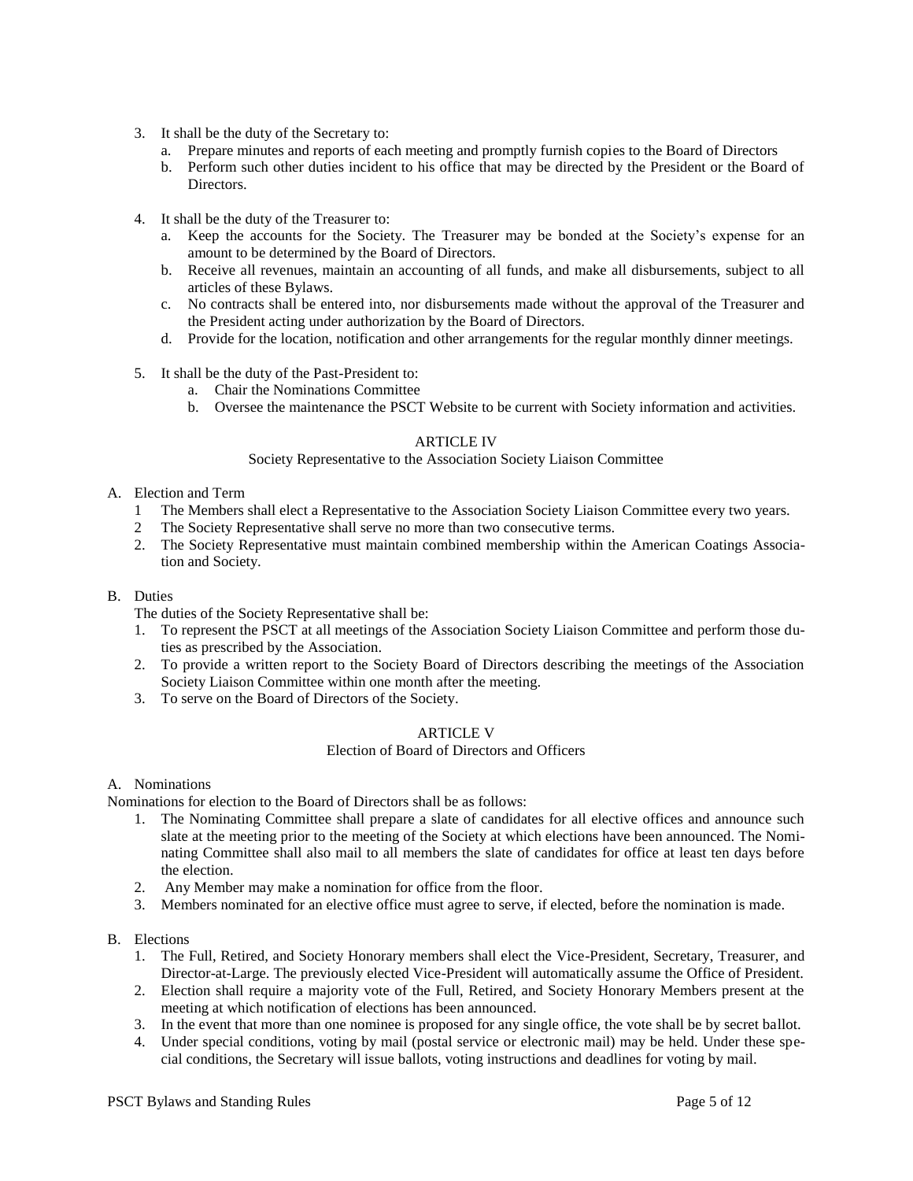3. It shall be the duty of the Secretary to:
   a. Prepare minutes and reports of each meeting and promptly furnish copies to the Board of Directors
   b. Perform such other duties incident to his office that may be directed by the President or the Board of Directors.

4. It shall be the duty of the Treasurer to:
   a. Keep the accounts for the Society. The Treasurer may be bonded at the Society's expense for an amount to be determined by the Board of Directors.
   b. Receive all revenues, maintain an accounting of all funds, and make all disbursements, subject to all articles of these Bylaws.
   c. No contracts shall be entered into, nor disbursements made without the approval of the Treasurer and the President acting under authorization by the Board of Directors.
   d. Provide for the location, notification and other arrangements for the regular monthly dinner meetings.

5. It shall be the duty of the Past-President to:
   a. Chair the Nominations Committee
   b. Oversee the maintenance the PSCT Website to be current with Society information and activities.

## ARTICLE IV

### Society Representative to the Association Society Liaison Committee

A. Election and Term
   1 The Members shall elect a Representative to the Association Society Liaison Committee every two years.
   2 The Society Representative shall serve no more than two consecutive terms.
   2. The Society Representative must maintain combined membership within the American Coatings Association and Society.

B. Duties

   The duties of the Society Representative shall be:
   1. To represent the PSCT at all meetings of the Association Society Liaison Committee and perform those duties as prescribed by the Association.
   2. To provide a written report to the Society Board of Directors describing the meetings of the Association Society Liaison Committee within one month after the meeting.
   3. To serve on the Board of Directors of the Society.

## ARTICLE V

### Election of Board of Directors and Officers

A. Nominations

Nominations for election to the Board of Directors shall be as follows:
   1. The Nominating Committee shall prepare a slate of candidates for all elective offices and announce such slate at the meeting prior to the meeting of the Society at which elections have been announced. The Nominating Committee shall also mail to all members the slate of candidates for office at least ten days before the election.
   2. Any Member may make a nomination for office from the floor.
   3. Members nominated for an elective office must agree to serve, if elected, before the nomination is made.

B. Elections
   1. The Full, Retired, and Society Honorary members shall elect the Vice-President, Secretary, Treasurer, and Director-at-Large. The previously elected Vice-President will automatically assume the Office of President.
   2. Election shall require a majority vote of the Full, Retired, and Society Honorary Members present at the meeting at which notification of elections has been announced.
   3. In the event that more than one nominee is proposed for any single office, the vote shall be by secret ballot.
   4. Under special conditions, voting by mail (postal service or electronic mail) may be held. Under these special conditions, the Secretary will issue ballots, voting instructions and deadlines for voting by mail.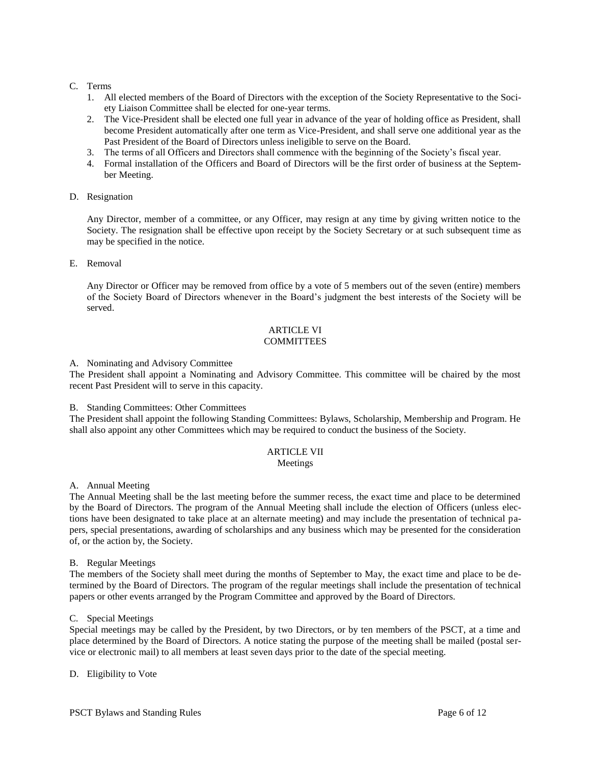C. Terms

1. All elected members of the Board of Directors with the exception of the Society Representative to the Society Liaison Committee shall be elected for one-year terms.
2. The Vice-President shall be elected one full year in advance of the year of holding office as President, shall become President automatically after one term as Vice-President, and shall serve one additional year as the Past President of the Board of Directors unless ineligible to serve on the Board.
3. The terms of all Officers and Directors shall commence with the beginning of the Society's fiscal year.
4. Formal installation of the Officers and Board of Directors will be the first order of business at the September Meeting.

D. Resignation

Any Director, member of a committee, or any Officer, may resign at any time by giving written notice to the Society. The resignation shall be effective upon receipt by the Society Secretary or at such subsequent time as may be specified in the notice.

E. Removal

Any Director or Officer may be removed from office by a vote of 5 members out of the seven (entire) members of the Society Board of Directors whenever in the Board's judgment the best interests of the Society will be served.

## ARTICLE VI
## COMMITTEES

A. Nominating and Advisory Committee

The President shall appoint a Nominating and Advisory Committee. This committee will be chaired by the most recent Past President will to serve in this capacity.

B. Standing Committees: Other Committees

The President shall appoint the following Standing Committees: Bylaws, Scholarship, Membership and Program. He shall also appoint any other Committees which may be required to conduct the business of the Society.

## ARTICLE VII
## Meetings

A. Annual Meeting

The Annual Meeting shall be the last meeting before the summer recess, the exact time and place to be determined by the Board of Directors. The program of the Annual Meeting shall include the election of Officers (unless elections have been designated to take place at an alternate meeting) and may include the presentation of technical papers, special presentations, awarding of scholarships and any business which may be presented for the consideration of, or the action by, the Society.

B. Regular Meetings

The members of the Society shall meet during the months of September to May, the exact time and place to be determined by the Board of Directors. The program of the regular meetings shall include the presentation of technical papers or other events arranged by the Program Committee and approved by the Board of Directors.

C. Special Meetings

Special meetings may be called by the President, by two Directors, or by ten members of the PSCT, at a time and place determined by the Board of Directors. A notice stating the purpose of the meeting shall be mailed (postal service or electronic mail) to all members at least seven days prior to the date of the special meeting.

D. Eligibility to Vote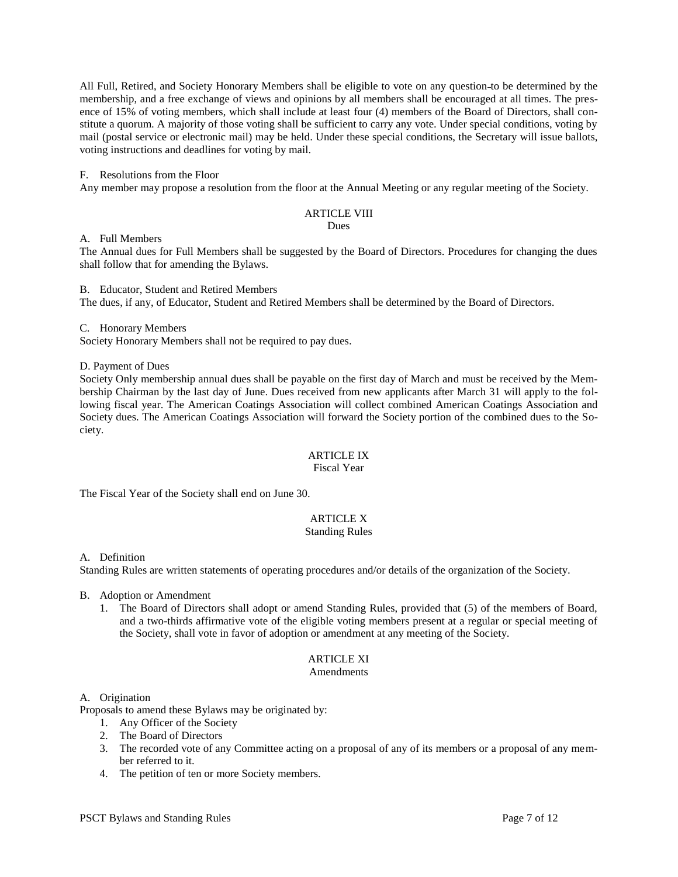All Full, Retired, and Society Honorary Members shall be eligible to vote on any question to be determined by the membership, and a free exchange of views and opinions by all members shall be encouraged at all times. The presence of 15% of voting members, which shall include at least four (4) members of the Board of Directors, shall constitute a quorum. A majority of those voting shall be sufficient to carry any vote. Under special conditions, voting by mail (postal service or electronic mail) may be held. Under these special conditions, the Secretary will issue ballots, voting instructions and deadlines for voting by mail.

F. Resolutions from the Floor

Any member may propose a resolution from the floor at the Annual Meeting or any regular meeting of the Society.

## ARTICLE VIII
### Dues

A. Full Members

The Annual dues for Full Members shall be suggested by the Board of Directors. Procedures for changing the dues shall follow that for amending the Bylaws.

B. Educator, Student and Retired Members

The dues, if any, of Educator, Student and Retired Members shall be determined by the Board of Directors.

C. Honorary Members

Society Honorary Members shall not be required to pay dues.

D. Payment of Dues

Society Only membership annual dues shall be payable on the first day of March and must be received by the Membership Chairman by the last day of June. Dues received from new applicants after March 31 will apply to the following fiscal year. The American Coatings Association will collect combined American Coatings Association and Society dues. The American Coatings Association will forward the Society portion of the combined dues to the Society.

## ARTICLE IX
### Fiscal Year

The Fiscal Year of the Society shall end on June 30.

## ARTICLE X
### Standing Rules

A. Definition

Standing Rules are written statements of operating procedures and/or details of the organization of the Society.

B. Adoption or Amendment

1. The Board of Directors shall adopt or amend Standing Rules, provided that (5) of the members of Board, and a two-thirds affirmative vote of the eligible voting members present at a regular or special meeting of the Society, shall vote in favor of adoption or amendment at any meeting of the Society.

## ARTICLE XI
### Amendments

A. Origination

Proposals to amend these Bylaws may be originated by:

1. Any Officer of the Society
2. The Board of Directors
3. The recorded vote of any Committee acting on a proposal of any of its members or a proposal of any member referred to it.
4. The petition of ten or more Society members.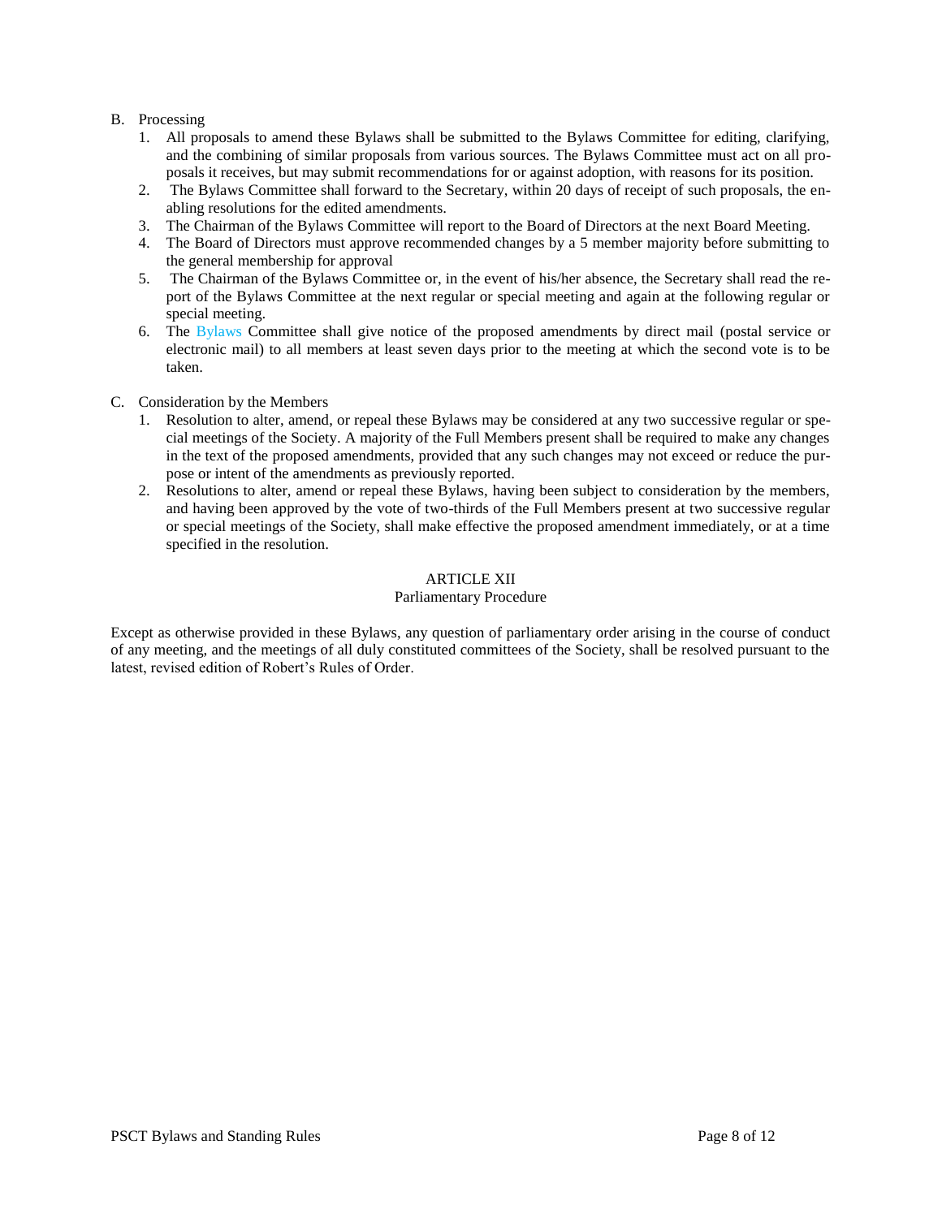B. Processing
   1. All proposals to amend these Bylaws shall be submitted to the Bylaws Committee for editing, clarifying, and the combining of similar proposals from various sources. The Bylaws Committee must act on all proposals it receives, but may submit recommendations for or against adoption, with reasons for its position.
   2. The Bylaws Committee shall forward to the Secretary, within 20 days of receipt of such proposals, the enabling resolutions for the edited amendments.
   3. The Chairman of the Bylaws Committee will report to the Board of Directors at the next Board Meeting.
   4. The Board of Directors must approve recommended changes by a 5 member majority before submitting to the general membership for approval
   5. The Chairman of the Bylaws Committee or, in the event of his/her absence, the Secretary shall read the report of the Bylaws Committee at the next regular or special meeting and again at the following regular or special meeting.
   6. The Bylaws Committee shall give notice of the proposed amendments by direct mail (postal service or electronic mail) to all members at least seven days prior to the meeting at which the second vote is to be taken.

C. Consideration by the Members
   1. Resolution to alter, amend, or repeal these Bylaws may be considered at any two successive regular or special meetings of the Society. A majority of the Full Members present shall be required to make any changes in the text of the proposed amendments, provided that any such changes may not exceed or reduce the purpose or intent of the amendments as previously reported.
   2. Resolutions to alter, amend or repeal these Bylaws, having been subject to consideration by the members, and having been approved by the vote of two-thirds of the Full Members present at two successive regular or special meetings of the Society, shall make effective the proposed amendment immediately, or at a time specified in the resolution.

## ARTICLE XII
### Parliamentary Procedure

Except as otherwise provided in these Bylaws, any question of parliamentary order arising in the course of conduct of any meeting, and the meetings of all duly constituted committees of the Society, shall be resolved pursuant to the latest, revised edition of Robert's Rules of Order.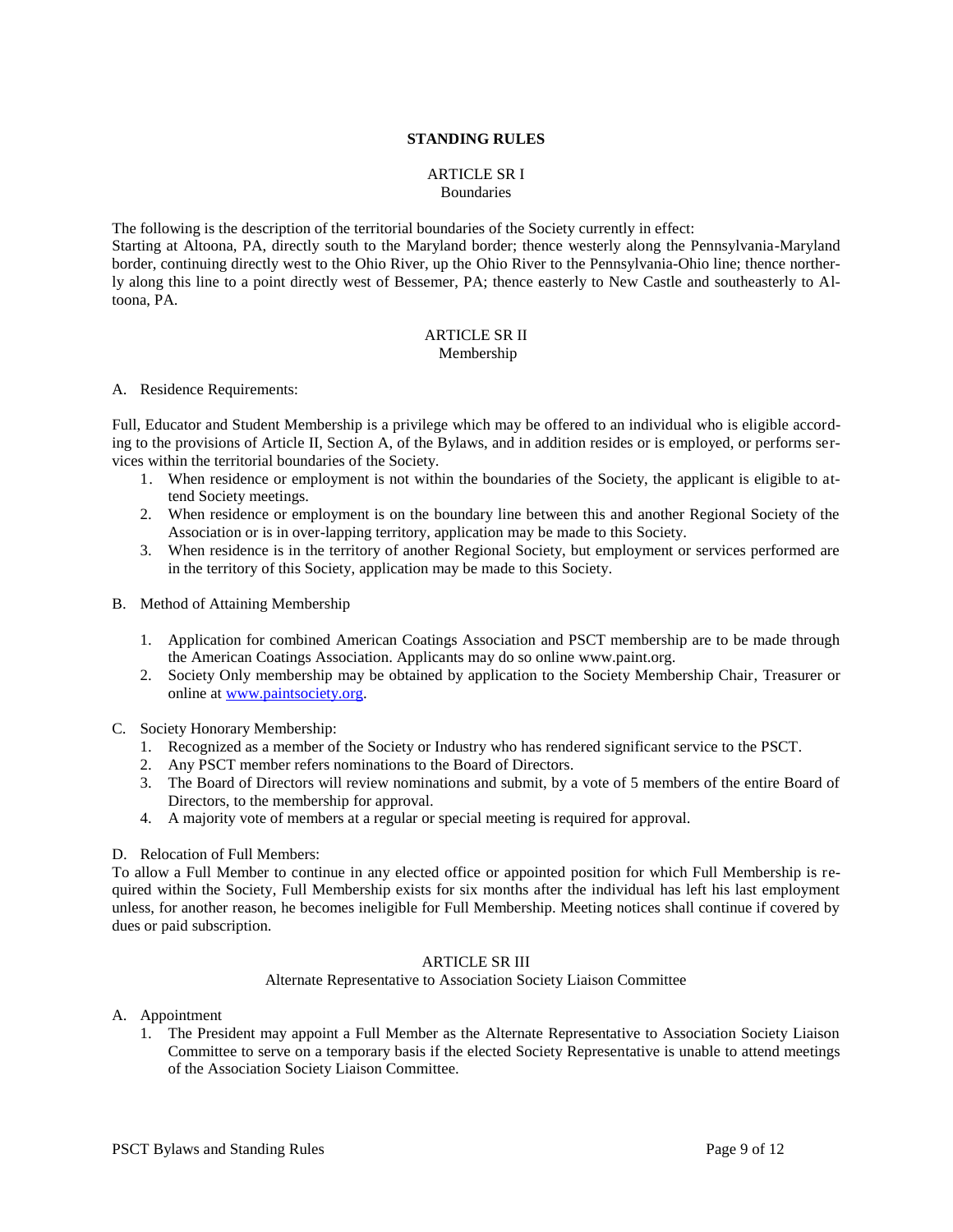# STANDING RULES

## ARTICLE SR I
### Boundaries

The following is the description of the territorial boundaries of the Society currently in effect:
Starting at Altoona, PA, directly south to the Maryland border; thence westerly along the Pennsylvania-Maryland border, continuing directly west to the Ohio River, up the Ohio River to the Pennsylvania-Ohio line; thence northerly along this line to a point directly west of Bessemer, PA; thence easterly to New Castle and southeasterly to Altoona, PA.

## ARTICLE SR II
### Membership

A. Residence Requirements:

Full, Educator and Student Membership is a privilege which may be offered to an individual who is eligible according to the provisions of Article II, Section A, of the Bylaws, and in addition resides or is employed, or performs services within the territorial boundaries of the Society.

1. When residence or employment is not within the boundaries of the Society, the applicant is eligible to attend Society meetings.
2. When residence or employment is on the boundary line between this and another Regional Society of the Association or is in over-lapping territory, application may be made to this Society.
3. When residence is in the territory of another Regional Society, but employment or services performed are in the territory of this Society, application may be made to this Society.

B. Method of Attaining Membership

1. Application for combined American Coatings Association and PSCT membership are to be made through the American Coatings Association. Applicants may do so online www.paint.org.
2. Society Only membership may be obtained by application to the Society Membership Chair, Treasurer or online at [www.paintsociety.org](www.paintsociety.org).

C. Society Honorary Membership:

1. Recognized as a member of the Society or Industry who has rendered significant service to the PSCT.
2. Any PSCT member refers nominations to the Board of Directors.
3. The Board of Directors will review nominations and submit, by a vote of 5 members of the entire Board of Directors, to the membership for approval.
4. A majority vote of members at a regular or special meeting is required for approval.

D. Relocation of Full Members:

To allow a Full Member to continue in any elected office or appointed position for which Full Membership is required within the Society, Full Membership exists for six months after the individual has left his last employment unless, for another reason, he becomes ineligible for Full Membership. Meeting notices shall continue if covered by dues or paid subscription.

## ARTICLE SR III
### Alternate Representative to Association Society Liaison Committee

A. Appointment

1. The President may appoint a Full Member as the Alternate Representative to Association Society Liaison Committee to serve on a temporary basis if the elected Society Representative is unable to attend meetings of the Association Society Liaison Committee.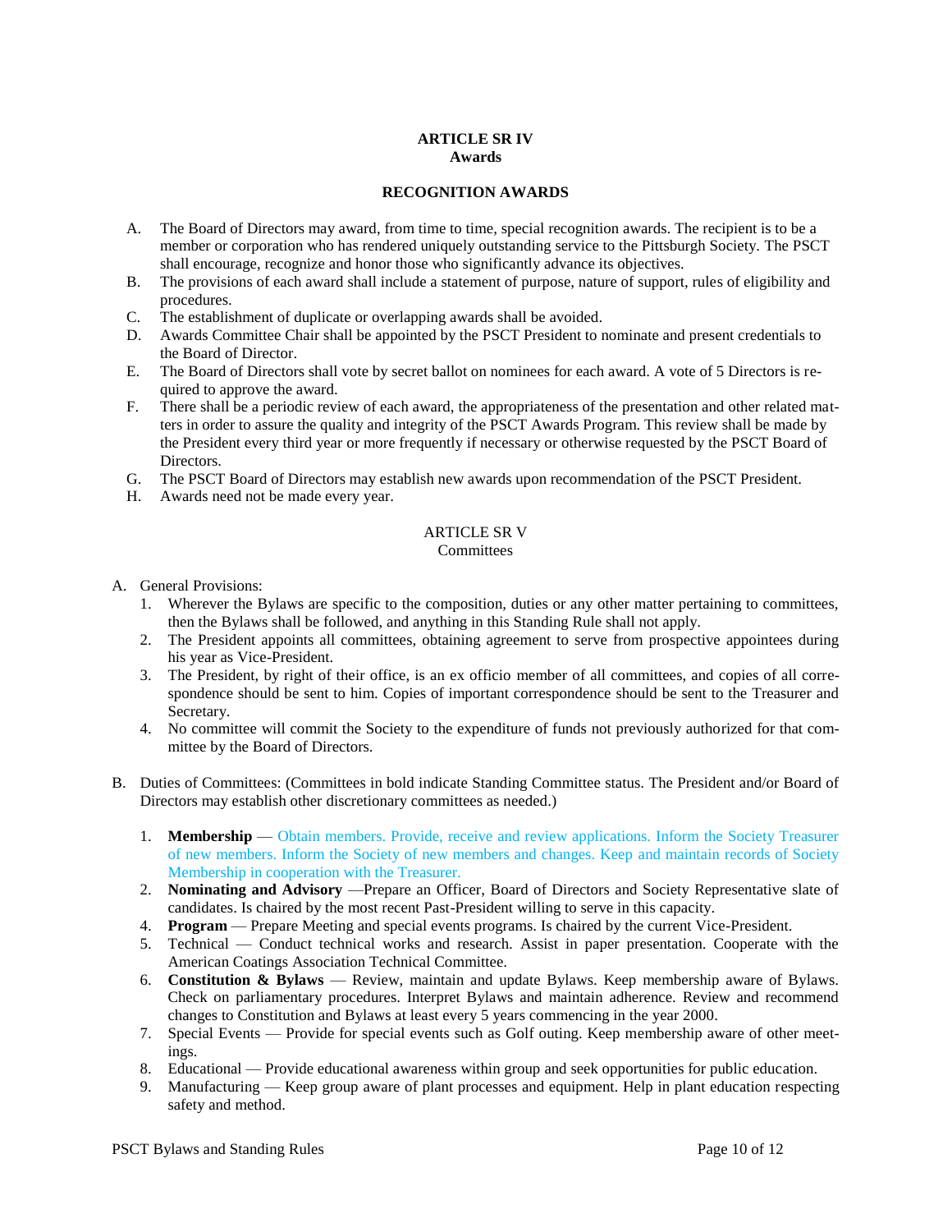## ARTICLE SR IV
## Awards

### RECOGNITION AWARDS

A. The Board of Directors may award, from time to time, special recognition awards. The recipient is to be a member or corporation who has rendered uniquely outstanding service to the Pittsburgh Society. The PSCT shall encourage, recognize and honor those who significantly advance its objectives.
B. The provisions of each award shall include a statement of purpose, nature of support, rules of eligibility and procedures.
C. The establishment of duplicate or overlapping awards shall be avoided.
D. Awards Committee Chair shall be appointed by the PSCT President to nominate and present credentials to the Board of Director.
E. The Board of Directors shall vote by secret ballot on nominees for each award. A vote of 5 Directors is required to approve the award.
F. There shall be a periodic review of each award, the appropriateness of the presentation and other related matters in order to assure the quality and integrity of the PSCT Awards Program. This review shall be made by the President every third year or more frequently if necessary or otherwise requested by the PSCT Board of Directors.
G. The PSCT Board of Directors may establish new awards upon recommendation of the PSCT President.
H. Awards need not be made every year.

## ARTICLE SR V
## Committees

A. General Provisions:
   1. Wherever the Bylaws are specific to the composition, duties or any other matter pertaining to committees, then the Bylaws shall be followed, and anything in this Standing Rule shall not apply.
   2. The President appoints all committees, obtaining agreement to serve from prospective appointees during his year as Vice-President.
   3. The President, by right of their office, is an ex officio member of all committees, and copies of all correspondence should be sent to him. Copies of important correspondence should be sent to the Treasurer and Secretary.
   4. No committee will commit the Society to the expenditure of funds not previously authorized for that committee by the Board of Directors.

B. Duties of Committees: (Committees in bold indicate Standing Committee status. The President and/or Board of Directors may establish other discretionary committees as needed.)

   1. **Membership** — Obtain members. Provide, receive and review applications. Inform the Society Treasurer of new members. Inform the Society of new members and changes. Keep and maintain records of Society Membership in cooperation with the Treasurer.
   2. **Nominating and Advisory** —Prepare an Officer, Board of Directors and Society Representative slate of candidates. Is chaired by the most recent Past-President willing to serve in this capacity.
   4. **Program** — Prepare Meeting and special events programs. Is chaired by the current Vice-President.
   5. Technical — Conduct technical works and research. Assist in paper presentation. Cooperate with the American Coatings Association Technical Committee.
   6. **Constitution & Bylaws** — Review, maintain and update Bylaws. Keep membership aware of Bylaws. Check on parliamentary procedures. Interpret Bylaws and maintain adherence. Review and recommend changes to Constitution and Bylaws at least every 5 years commencing in the year 2000.
   7. Special Events — Provide for special events such as Golf outing. Keep membership aware of other meetings.
   8. Educational — Provide educational awareness within group and seek opportunities for public education.
   9. Manufacturing — Keep group aware of plant processes and equipment. Help in plant education respecting safety and method.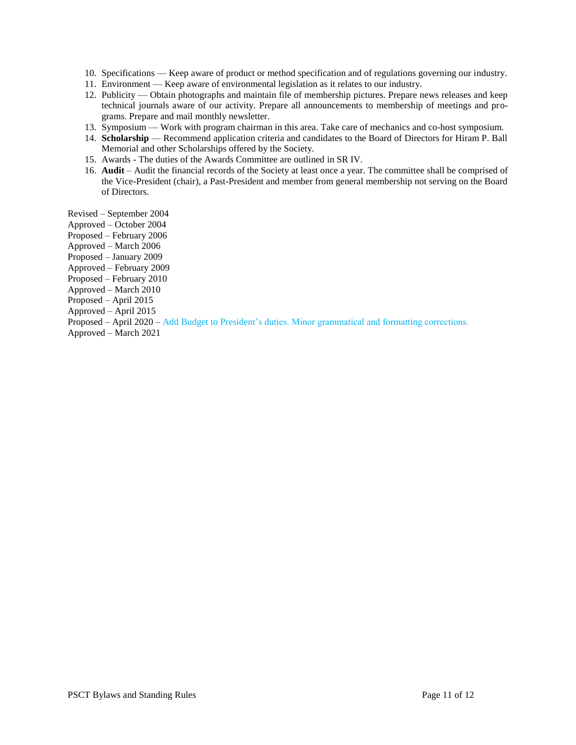10. Specifications — Keep aware of product or method specification and of regulations governing our industry.
11. Environment — Keep aware of environmental legislation as it relates to our industry.
12. Publicity — Obtain photographs and maintain file of membership pictures. Prepare news releases and keep technical journals aware of our activity. Prepare all announcements to membership of meetings and programs. Prepare and mail monthly newsletter.
13. Symposium — Work with program chairman in this area. Take care of mechanics and co-host symposium.
14. **Scholarship** — Recommend application criteria and candidates to the Board of Directors for Hiram P. Ball Memorial and other Scholarships offered by the Society.
15. Awards - The duties of the Awards Committee are outlined in SR IV.
16. **Audit** – Audit the financial records of the Society at least once a year. The committee shall be comprised of the Vice-President (chair), a Past-President and member from general membership not serving on the Board of Directors.

Revised – September 2004
Approved – October 2004
Proposed – February 2006
Approved – March 2006
Proposed – January 2009
Approved – February 2009
Proposed – February 2010
Approved – March 2010
Proposed – April 2015
Approved – April 2015
Proposed – April 2020 – Add Budget to President's duties. Minor grammatical and formatting corrections.
Approved – March 2021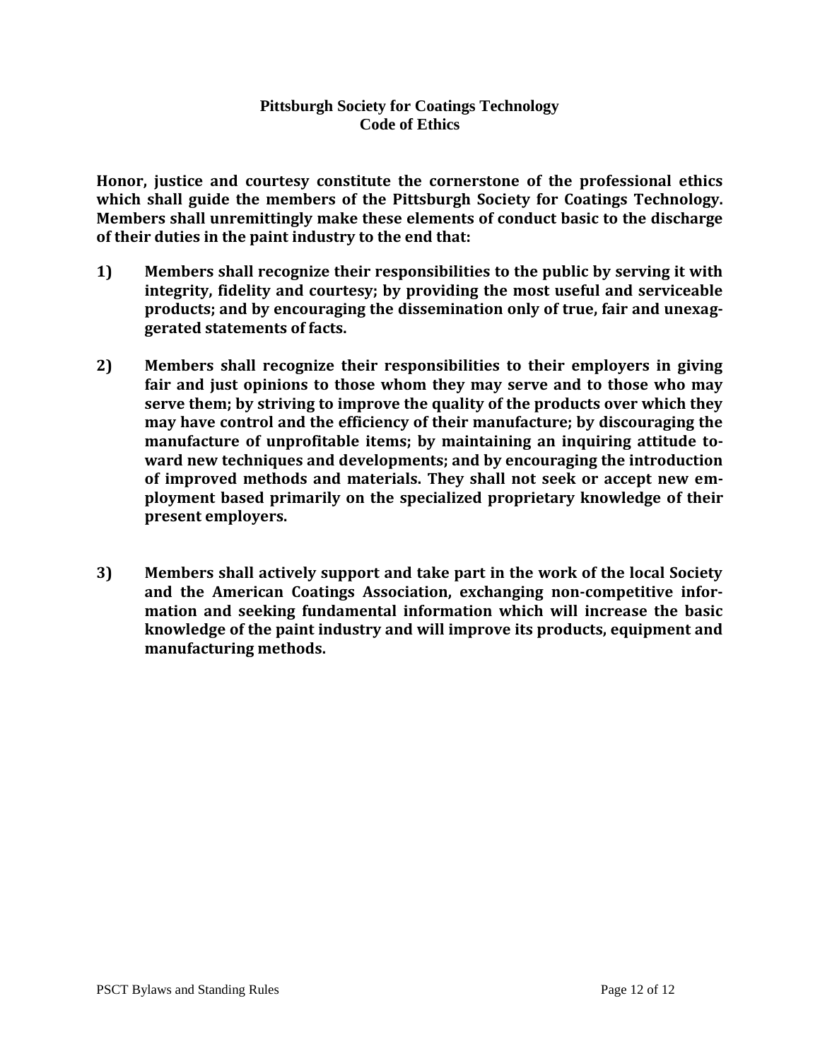# Pittsburgh Society for Coatings Technology
# Code of Ethics

**Honor, justice and courtesy constitute the cornerstone of the professional ethics which shall guide the members of the Pittsburgh Society for Coatings Technology. Members shall unremittingly make these elements of conduct basic to the discharge of their duties in the paint industry to the end that:**

1) **Members shall recognize their responsibilities to the public by serving it with integrity, fidelity and courtesy; by providing the most useful and serviceable products; and by encouraging the dissemination only of true, fair and unexaggerated statements of facts.**

2) **Members shall recognize their responsibilities to their employers in giving fair and just opinions to those whom they may serve and to those who may serve them; by striving to improve the quality of the products over which they may have control and the efficiency of their manufacture; by discouraging the manufacture of unprofitable items; by maintaining an inquiring attitude toward new techniques and developments; and by encouraging the introduction of improved methods and materials. They shall not seek or accept new employment based primarily on the specialized proprietary knowledge of their present employers.**

3) **Members shall actively support and take part in the work of the local Society and the American Coatings Association, exchanging non-competitive information and seeking fundamental information which will increase the basic knowledge of the paint industry and will improve its products, equipment and manufacturing methods.**